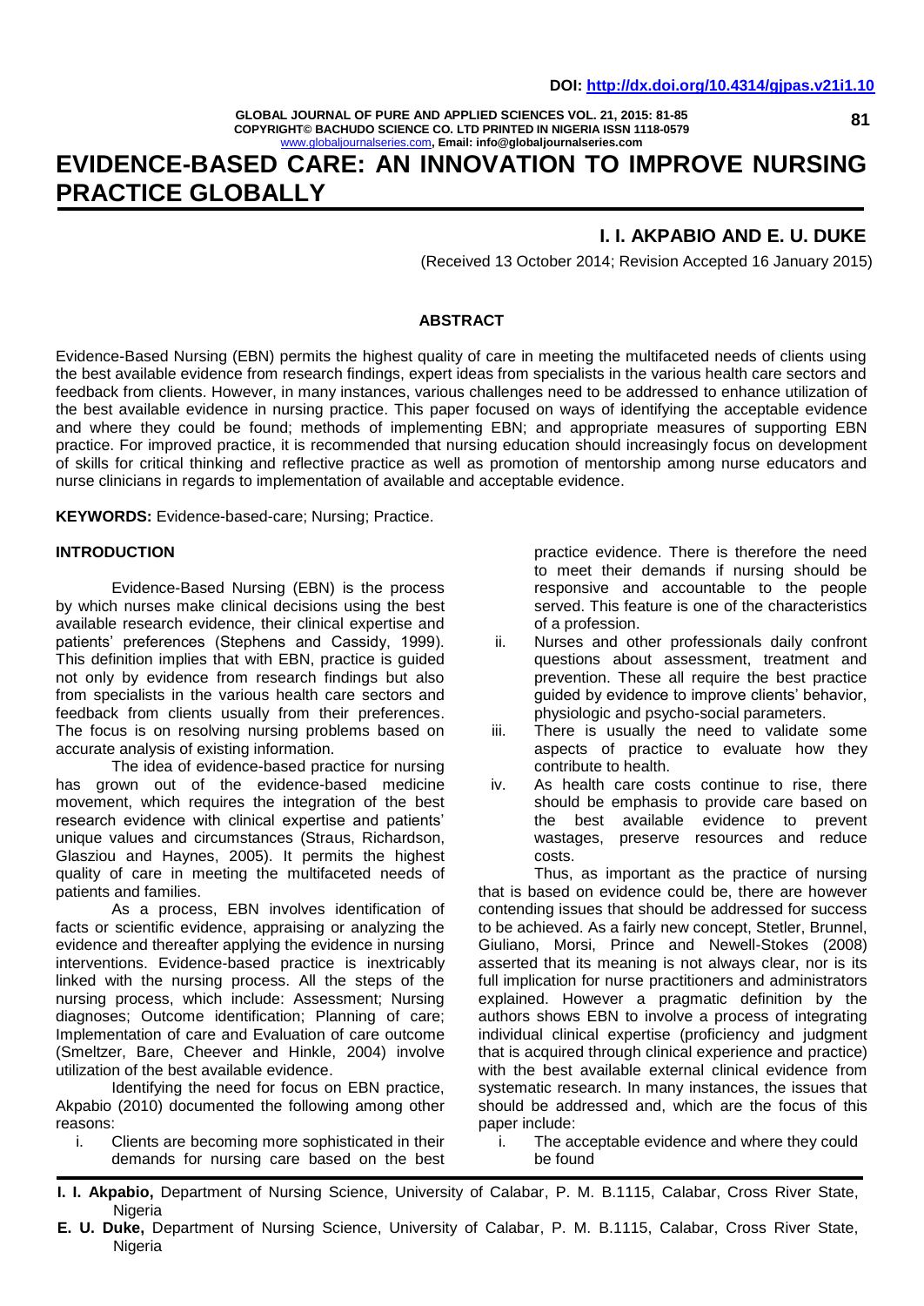**DOI: http://dx.doi.org/10.4314/gjpas.v21i1.10**

# EVIDENCE-BASED CARE: AN INNOVATION TO IMPROVE NURSING PRACTICE GLOBALLY

**I. I. AKPABIO AND E. U. DUKE**

(Received 13 October 2014; Revision Accepted 16 January 2015)

## ABSTRACT

Evidence-Based Nursing (EBN) permits the highest quality of care in meeting the multifaceted needs of clients using the best available evidence from research findings, expert ideas from specialists in the various health care sectors and feedback from clients. However, in many instances, various challenges need to be addressed to enhance utilization of the best available evidence in nursing practice. This paper focused on ways of identifying the acceptable evidence and where they could be found; methods of implementing EBN; and appropriate measures of supporting EBN practice. For improved practice, it is recommended that nursing education should increasingly focus on development of skills for critical thinking and reflective practice as well as promotion of mentorship among nurse educators and nurse clinicians in regards to implementation of available and acceptable evidence.

**KEYWORDS:** Evidence-based-care; Nursing; Practice.

## INTRODUCTION

Evidence-Based Nursing (EBN) is the process by which nurses make clinical decisions using the best available research evidence, their clinical expertise and patients' preferences (Stephens and Cassidy, 1999). This definition implies that with EBN, practice is guided not only by evidence from research findings but also from specialists in the various health care sectors and feedback from clients usually from their preferences. The focus is on resolving nursing problems based on accurate analysis of existing information.

The idea of evidence-based practice for nursing has grown out of the evidence-based medicine movement, which requires the integration of the best research evidence with clinical expertise and patients' unique values and circumstances (Straus, Richardson, Glasziou and Haynes, 2005). It permits the highest quality of care in meeting the multifaceted needs of patients and families.

As a process, EBN involves identification of facts or scientific evidence, appraising or analyzing the evidence and thereafter applying the evidence in nursing interventions. Evidence-based practice is inextricably linked with the nursing process. All the steps of the nursing process, which include: Assessment; Nursing diagnoses; Outcome identification; Planning of care; Implementation of care and Evaluation of care outcome (Smeltzer, Bare, Cheever and Hinkle, 2004) involve utilization of the best available evidence.

Identifying the need for focus on EBN practice, Akpabio (2010) documented the following among other reasons:

i. Clients are becoming more sophisticated in their demands for nursing care based on the best practice evidence. There is therefore the need to meet their demands if nursing should be responsive and accountable to the people served. This feature is one of the characteristics of a profession.
ii. Nurses and other professionals daily confront questions about assessment, treatment and prevention. These all require the best practice guided by evidence to improve clients' behavior, physiologic and psycho-social parameters.
iii. There is usually the need to validate some aspects of practice to evaluate how they contribute to health.
iv. As health care costs continue to rise, there should be emphasis to provide care based on the best available evidence to prevent wastages, preserve resources and reduce costs.

Thus, as important as the practice of nursing that is based on evidence could be, there are however contending issues that should be addressed for success to be achieved. As a fairly new concept, Stetler, Brunnel, Giuliano, Morsi, Prince and Newell-Stokes (2008) asserted that its meaning is not always clear, nor is its full implication for nurse practitioners and administrators explained. However a pragmatic definition by the authors shows EBN to involve a process of integrating individual clinical expertise (proficiency and judgment that is acquired through clinical experience and practice) with the best available external clinical evidence from systematic research. In many instances, the issues that should be addressed and, which are the focus of this paper include:

i. The acceptable evidence and where they could be found

---

**I. I. Akpabio,** Department of Nursing Science, University of Calabar, P. M. B.1115, Calabar, Cross River State, Nigeria

**E. U. Duke,** Department of Nursing Science, University of Calabar, P. M. B.1115, Calabar, Cross River State, Nigeria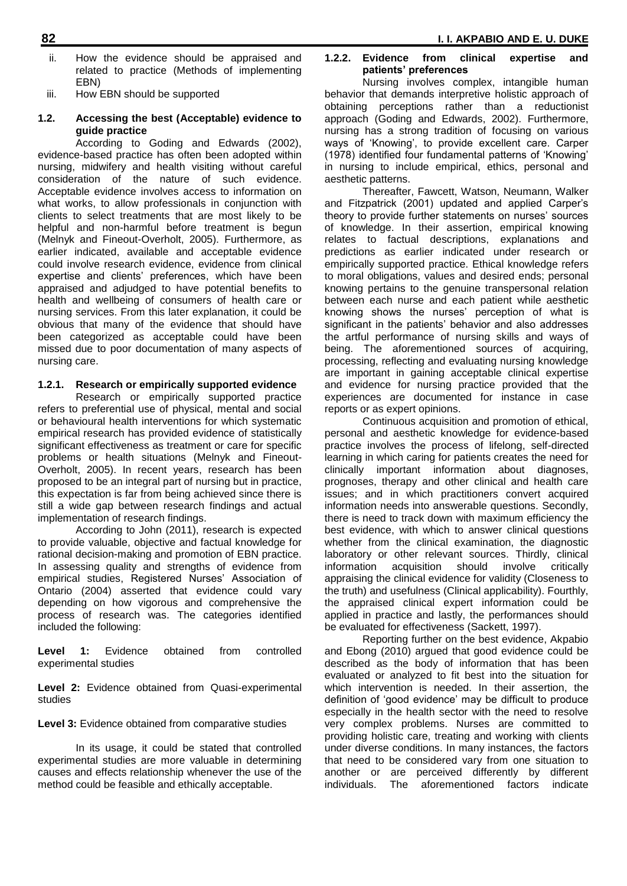ii. How the evidence should be appraised and related to practice (Methods of implementing EBN)
iii. How EBN should be supported

### 1.2. Accessing the best (Acceptable) evidence to guide practice

According to Goding and Edwards (2002), evidence-based practice has often been adopted within nursing, midwifery and health visiting without careful consideration of the nature of such evidence. Acceptable evidence involves access to information on what works, to allow professionals in conjunction with clients to select treatments that are most likely to be helpful and non-harmful before treatment is begun (Melnyk and Fineout-Overholt, 2005). Furthermore, as earlier indicated, available and acceptable evidence could involve research evidence, evidence from clinical expertise and clients' preferences, which have been appraised and adjudged to have potential benefits to health and wellbeing of consumers of health care or nursing services. From this later explanation, it could be obvious that many of the evidence that should have been categorized as acceptable could have been missed due to poor documentation of many aspects of nursing care.

#### 1.2.1. Research or empirically supported evidence

Research or empirically supported practice refers to preferential use of physical, mental and social or behavioural health interventions for which systematic empirical research has provided evidence of statistically significant effectiveness as treatment or care for specific problems or health situations (Melnyk and Fineout-Overholt, 2005). In recent years, research has been proposed to be an integral part of nursing but in practice, this expectation is far from being achieved since there is still a wide gap between research findings and actual implementation of research findings.

According to John (2011), research is expected to provide valuable, objective and factual knowledge for rational decision-making and promotion of EBN practice. In assessing quality and strengths of evidence from empirical studies, Registered Nurses' Association of Ontario (2004) asserted that evidence could vary depending on how vigorous and comprehensive the process of research was. The categories identified included the following:

**Level 1:** Evidence obtained from controlled experimental studies

**Level 2:** Evidence obtained from Quasi-experimental studies

**Level 3:** Evidence obtained from comparative studies

In its usage, it could be stated that controlled experimental studies are more valuable in determining causes and effects relationship whenever the use of the method could be feasible and ethically acceptable.

#### 1.2.2. Evidence from clinical expertise and patients' preferences

Nursing involves complex, intangible human behavior that demands interpretive holistic approach of obtaining perceptions rather than a reductionist approach (Goding and Edwards, 2002). Furthermore, nursing has a strong tradition of focusing on various ways of 'Knowing', to provide excellent care. Carper (1978) identified four fundamental patterns of 'Knowing' in nursing to include empirical, ethics, personal and aesthetic patterns.

Thereafter, Fawcett, Watson, Neumann, Walker and Fitzpatrick (2001) updated and applied Carper's theory to provide further statements on nurses' sources of knowledge. In their assertion, empirical knowing relates to factual descriptions, explanations and predictions as earlier indicated under research or empirically supported practice. Ethical knowledge refers to moral obligations, values and desired ends; personal knowing pertains to the genuine transpersonal relation between each nurse and each patient while aesthetic knowing shows the nurses' perception of what is significant in the patients' behavior and also addresses the artful performance of nursing skills and ways of being. The aforementioned sources of acquiring, processing, reflecting and evaluating nursing knowledge are important in gaining acceptable clinical expertise and evidence for nursing practice provided that the experiences are documented for instance in case reports or as expert opinions.

Continuous acquisition and promotion of ethical, personal and aesthetic knowledge for evidence-based practice involves the process of lifelong, self-directed learning in which caring for patients creates the need for clinically important information about diagnoses, prognoses, therapy and other clinical and health care issues; and in which practitioners convert acquired information needs into answerable questions. Secondly, there is need to track down with maximum efficiency the best evidence, with which to answer clinical questions whether from the clinical examination, the diagnostic laboratory or other relevant sources. Thirdly, clinical information acquisition should involve critically appraising the clinical evidence for validity (Closeness to the truth) and usefulness (Clinical applicability). Fourthly, the appraised clinical expert information could be applied in practice and lastly, the performances should be evaluated for effectiveness (Sackett, 1997).

Reporting further on the best evidence, Akpabio and Ebong (2010) argued that good evidence could be described as the body of information that has been evaluated or analyzed to fit best into the situation for which intervention is needed. In their assertion, the definition of 'good evidence' may be difficult to produce especially in the health sector with the need to resolve very complex problems. Nurses are committed to providing holistic care, treating and working with clients under diverse conditions. In many instances, the factors that need to be considered vary from one situation to another or are perceived differently by different individuals. The aforementioned factors indicate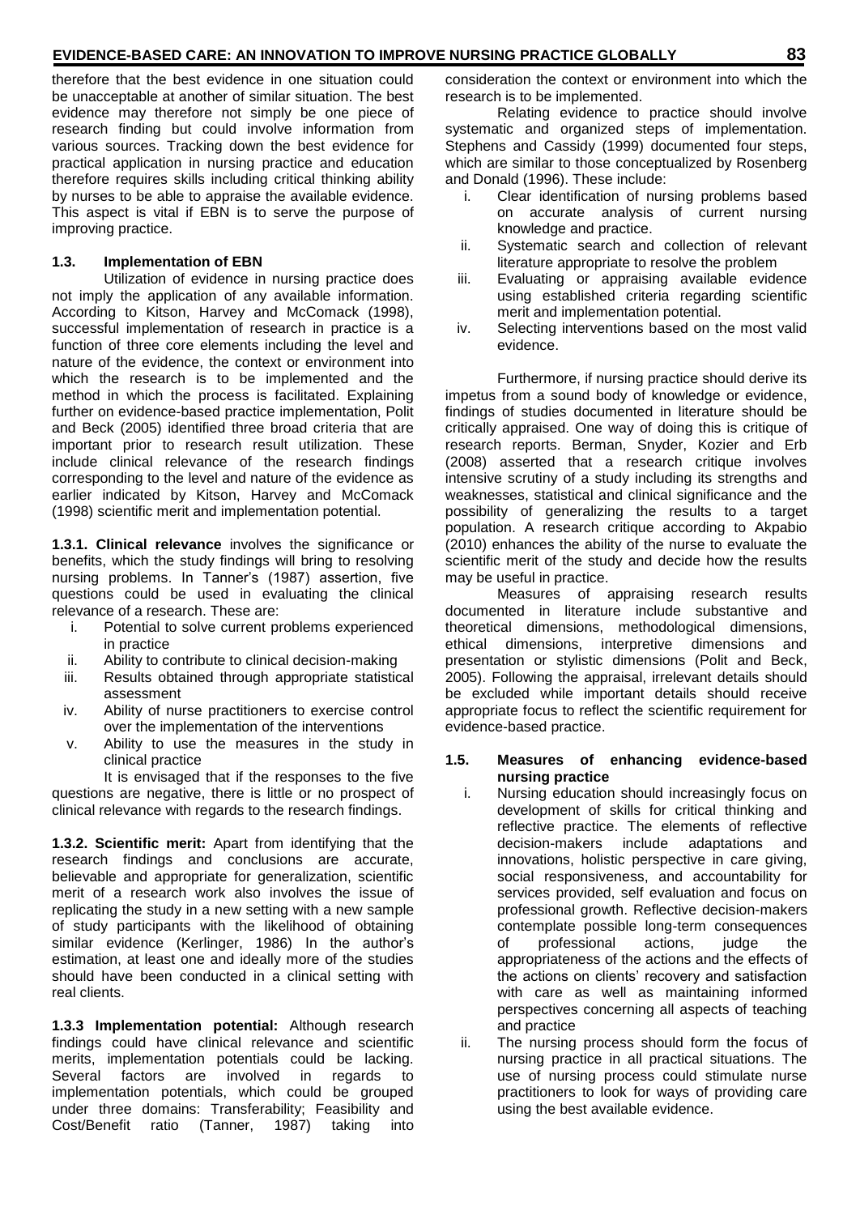therefore that the best evidence in one situation could be unacceptable at another of similar situation. The best evidence may therefore not simply be one piece of research finding but could involve information from various sources. Tracking down the best evidence for practical application in nursing practice and education therefore requires skills including critical thinking ability by nurses to be able to appraise the available evidence. This aspect is vital if EBN is to serve the purpose of improving practice.

### 1.3. Implementation of EBN

Utilization of evidence in nursing practice does not imply the application of any available information. According to Kitson, Harvey and McComack (1998), successful implementation of research in practice is a function of three core elements including the level and nature of the evidence, the context or environment into which the research is to be implemented and the method in which the process is facilitated. Explaining further on evidence-based practice implementation, Polit and Beck (2005) identified three broad criteria that are important prior to research result utilization. These include clinical relevance of the research findings corresponding to the level and nature of the evidence as earlier indicated by Kitson, Harvey and McComack (1998) scientific merit and implementation potential.

**1.3.1. Clinical relevance** involves the significance or benefits, which the study findings will bring to resolving nursing problems. In Tanner's (1987) assertion, five questions could be used in evaluating the clinical relevance of a research. These are:

1. Potential to solve current problems experienced in practice
2. Ability to contribute to clinical decision-making
3. Results obtained through appropriate statistical assessment
4. Ability of nurse practitioners to exercise control over the implementation of the interventions
5. Ability to use the measures in the study in clinical practice

It is envisaged that if the responses to the five questions are negative, there is little or no prospect of clinical relevance with regards to the research findings.

**1.3.2. Scientific merit:** Apart from identifying that the research findings and conclusions are accurate, believable and appropriate for generalization, scientific merit of a research work also involves the issue of replicating the study in a new setting with a new sample of study participants with the likelihood of obtaining similar evidence (Kerlinger, 1986) In the author's estimation, at least one and ideally more of the studies should have been conducted in a clinical setting with real clients.

**1.3.3 Implementation potential:** Although research findings could have clinical relevance and scientific merits, implementation potentials could be lacking. Several factors are involved in regards to implementation potentials, which could be grouped under three domains: Transferability; Feasibility and Cost/Benefit ratio (Tanner, 1987) taking into consideration the context or environment into which the research is to be implemented.

Relating evidence to practice should involve systematic and organized steps of implementation. Stephens and Cassidy (1999) documented four steps, which are similar to those conceptualized by Rosenberg and Donald (1996). These include:

1. Clear identification of nursing problems based on accurate analysis of current nursing knowledge and practice.
2. Systematic search and collection of relevant literature appropriate to resolve the problem
3. Evaluating or appraising available evidence using established criteria regarding scientific merit and implementation potential.
4. Selecting interventions based on the most valid evidence.

Furthermore, if nursing practice should derive its impetus from a sound body of knowledge or evidence, findings of studies documented in literature should be critically appraised. One way of doing this is critique of research reports. Berman, Snyder, Kozier and Erb (2008) asserted that a research critique involves intensive scrutiny of a study including its strengths and weaknesses, statistical and clinical significance and the possibility of generalizing the results to a target population. A research critique according to Akpabio (2010) enhances the ability of the nurse to evaluate the scientific merit of the study and decide how the results may be useful in practice.

Measures of appraising research results documented in literature include substantive and theoretical dimensions, methodological dimensions, ethical dimensions, interpretive dimensions and presentation or stylistic dimensions (Polit and Beck, 2005). Following the appraisal, irrelevant details should be excluded while important details should receive appropriate focus to reflect the scientific requirement for evidence-based practice.

### 1.5. Measures of enhancing evidence-based nursing practice

1. Nursing education should increasingly focus on development of skills for critical thinking and reflective practice. The elements of reflective decision-makers include adaptations and innovations, holistic perspective in care giving, social responsiveness, and accountability for services provided, self evaluation and focus on professional growth. Reflective decision-makers contemplate possible long-term consequences of professional actions, judge the appropriateness of the actions and the effects of the actions on clients' recovery and satisfaction with care as well as maintaining informed perspectives concerning all aspects of teaching and practice
2. The nursing process should form the focus of nursing practice in all practical situations. The use of nursing process could stimulate nurse practitioners to look for ways of providing care using the best available evidence.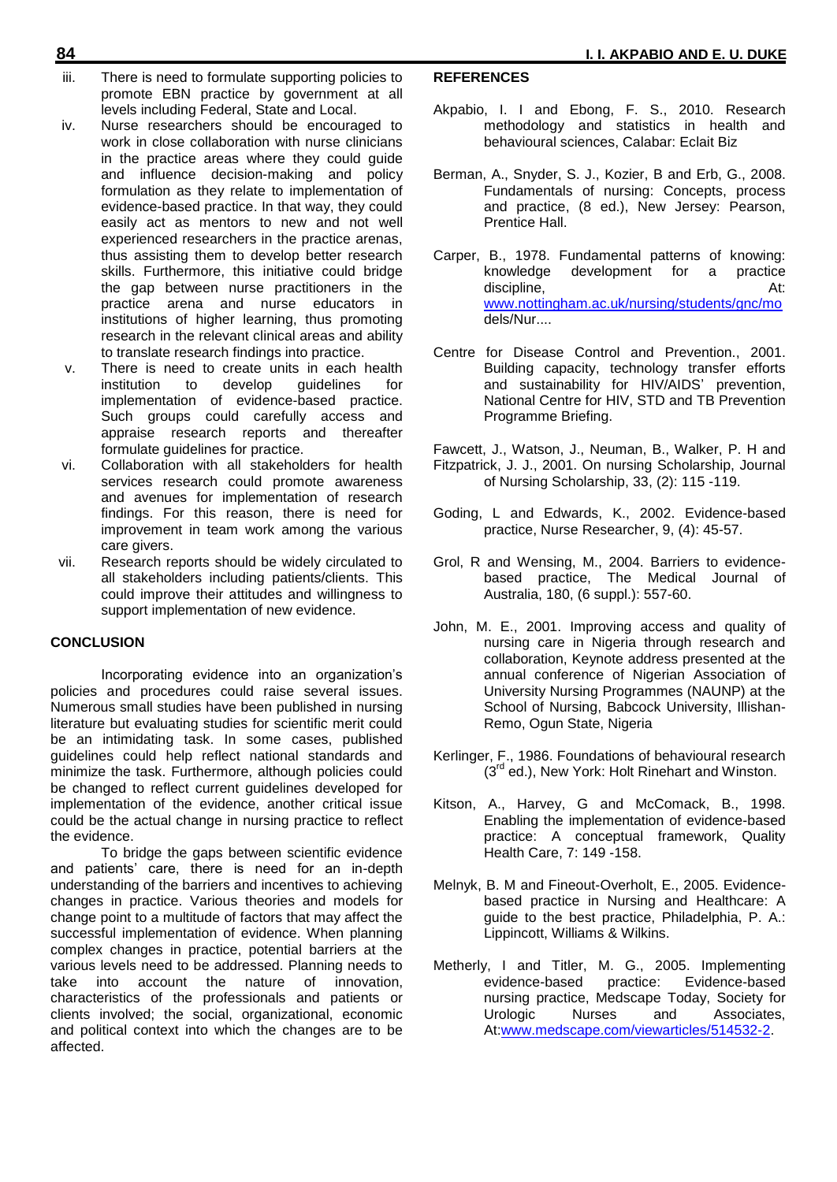iii. There is need to formulate supporting policies to promote EBN practice by government at all levels including Federal, State and Local.

iv. Nurse researchers should be encouraged to work in close collaboration with nurse clinicians in the practice areas where they could guide and influence decision-making and policy formulation as they relate to implementation of evidence-based practice. In that way, they could easily act as mentors to new and not well experienced researchers in the practice arenas, thus assisting them to develop better research skills. Furthermore, this initiative could bridge the gap between nurse practitioners in the practice arena and nurse educators in institutions of higher learning, thus promoting research in the relevant clinical areas and ability to translate research findings into practice.

v. There is need to create units in each health institution to develop guidelines for implementation of evidence-based practice. Such groups could carefully access and appraise research reports and thereafter formulate guidelines for practice.

vi. Collaboration with all stakeholders for health services research could promote awareness and avenues for implementation of research findings. For this reason, there is need for improvement in team work among the various care givers.

vii. Research reports should be widely circulated to all stakeholders including patients/clients. This could improve their attitudes and willingness to support implementation of new evidence.

## CONCLUSION

Incorporating evidence into an organization's policies and procedures could raise several issues. Numerous small studies have been published in nursing literature but evaluating studies for scientific merit could be an intimidating task. In some cases, published guidelines could help reflect national standards and minimize the task. Furthermore, although policies could be changed to reflect current guidelines developed for implementation of the evidence, another critical issue could be the actual change in nursing practice to reflect the evidence.

To bridge the gaps between scientific evidence and patients' care, there is need for an in-depth understanding of the barriers and incentives to achieving changes in practice. Various theories and models for change point to a multitude of factors that may affect the successful implementation of evidence. When planning complex changes in practice, potential barriers at the various levels need to be addressed. Planning needs to take into account the nature of innovation, characteristics of the professionals and patients or clients involved; the social, organizational, economic and political context into which the changes are to be affected.

## REFERENCES

Akpabio, I. I and Ebong, F. S., 2010. Research methodology and statistics in health and behavioural sciences, Calabar: Eclait Biz

Berman, A., Snyder, S. J., Kozier, B and Erb, G., 2008. Fundamentals of nursing: Concepts, process and practice, (8 ed.), New Jersey: Pearson, Prentice Hall.

Carper, B., 1978. Fundamental patterns of knowing: knowledge development for a practice discipline, At: www.nottingham.ac.uk/nursing/students/gnc/models/Nur....

Centre for Disease Control and Prevention., 2001. Building capacity, technology transfer efforts and sustainability for HIV/AIDS' prevention, National Centre for HIV, STD and TB Prevention Programme Briefing.

Fawcett, J., Watson, J., Neuman, B., Walker, P. H and Fitzpatrick, J. J., 2001. On nursing Scholarship, Journal of Nursing Scholarship, 33, (2): 115 -119.

Goding, L and Edwards, K., 2002. Evidence-based practice, Nurse Researcher, 9, (4): 45-57.

Grol, R and Wensing, M., 2004. Barriers to evidence-based practice, The Medical Journal of Australia, 180, (6 suppl.): 557-60.

John, M. E., 2001. Improving access and quality of nursing care in Nigeria through research and collaboration, Keynote address presented at the annual conference of Nigerian Association of University Nursing Programmes (NAUNP) at the School of Nursing, Babcock University, Illishan-Remo, Ogun State, Nigeria

Kerlinger, F., 1986. Foundations of behavioural research (3rd ed.), New York: Holt Rinehart and Winston.

Kitson, A., Harvey, G and McComack, B., 1998. Enabling the implementation of evidence-based practice: A conceptual framework, Quality Health Care, 7: 149 -158.

Melnyk, B. M and Fineout-Overholt, E., 2005. Evidence-based practice in Nursing and Healthcare: A guide to the best practice, Philadelphia, P. A.: Lippincott, Williams & Wilkins.

Metherly, I and Titler, M. G., 2005. Implementing evidence-based practice: Evidence-based nursing practice, Medscape Today, Society for Urologic Nurses and Associates, At:www.medscape.com/viewarticles/514532-2.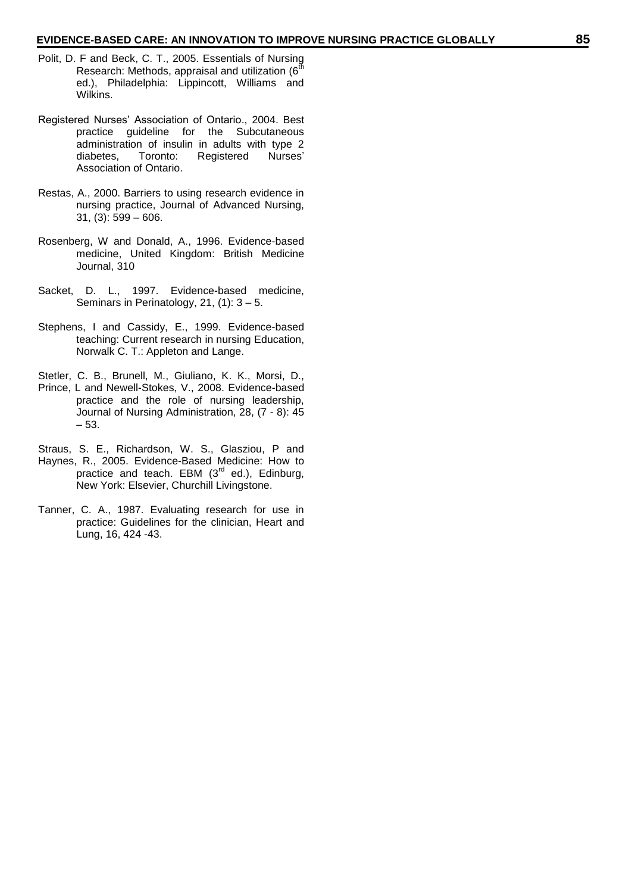Polit, D. F and Beck, C. T., 2005. Essentials of Nursing Research: Methods, appraisal and utilization (6th ed.), Philadelphia: Lippincott, Williams and Wilkins.

Registered Nurses' Association of Ontario., 2004. Best practice guideline for the Subcutaneous administration of insulin in adults with type 2 diabetes, Toronto: Registered Nurses' Association of Ontario.

Restas, A., 2000. Barriers to using research evidence in nursing practice, Journal of Advanced Nursing, 31, (3): 599 – 606.

Rosenberg, W and Donald, A., 1996. Evidence-based medicine, United Kingdom: British Medicine Journal, 310

Sacket, D. L., 1997. Evidence-based medicine, Seminars in Perinatology, 21, (1): 3 – 5.

Stephens, I and Cassidy, E., 1999. Evidence-based teaching: Current research in nursing Education, Norwalk C. T.: Appleton and Lange.

Stetler, C. B., Brunell, M., Giuliano, K. K., Morsi, D., Prince, L and Newell-Stokes, V., 2008. Evidence-based practice and the role of nursing leadership, Journal of Nursing Administration, 28, (7 - 8): 45 – 53.

Straus, S. E., Richardson, W. S., Glasziou, P and Haynes, R., 2005. Evidence-Based Medicine: How to practice and teach. EBM (3rd ed.), Edinburg, New York: Elsevier, Churchill Livingstone.

Tanner, C. A., 1987. Evaluating research for use in practice: Guidelines for the clinician, Heart and Lung, 16, 424 -43.